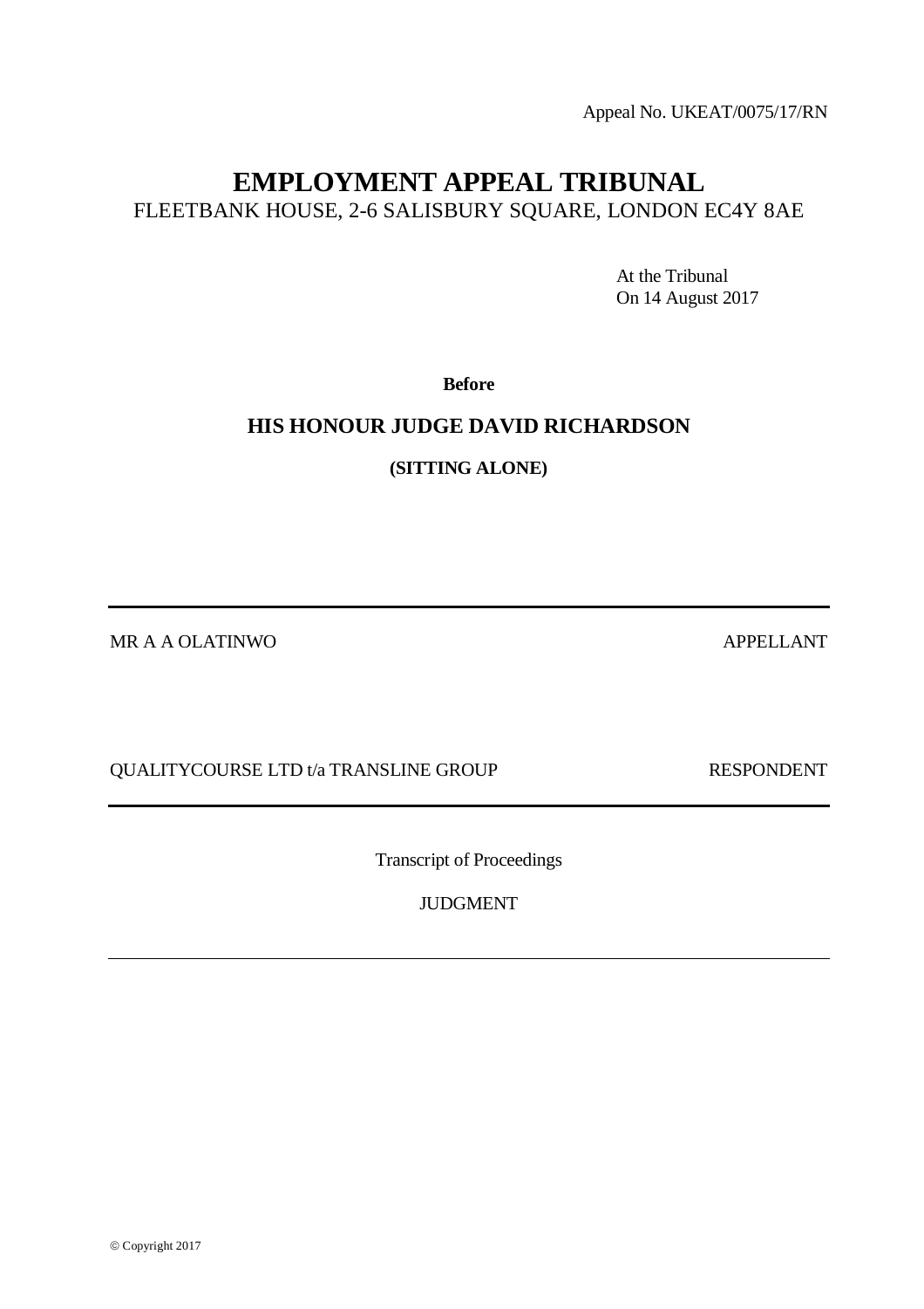Appeal No. UKEAT/0075/17/RN

# EMPLOYMENT APPEAL TRIBUNAL

FLEETBANK HOUSE, 2-6 SALISBURY SQUARE, LONDON EC4Y 8AE

At the Tribunal
On 14 August 2017

**Before**

**HIS HONOUR JUDGE DAVID RICHARDSON**

**(SITTING ALONE)**

---

MR A A OLATINWO APPELLANT

QUALITYCOURSE LTD t/a TRANSLINE GROUP RESPONDENT

---

Transcript of Proceedings

JUDGMENT

---

© Copyright 2017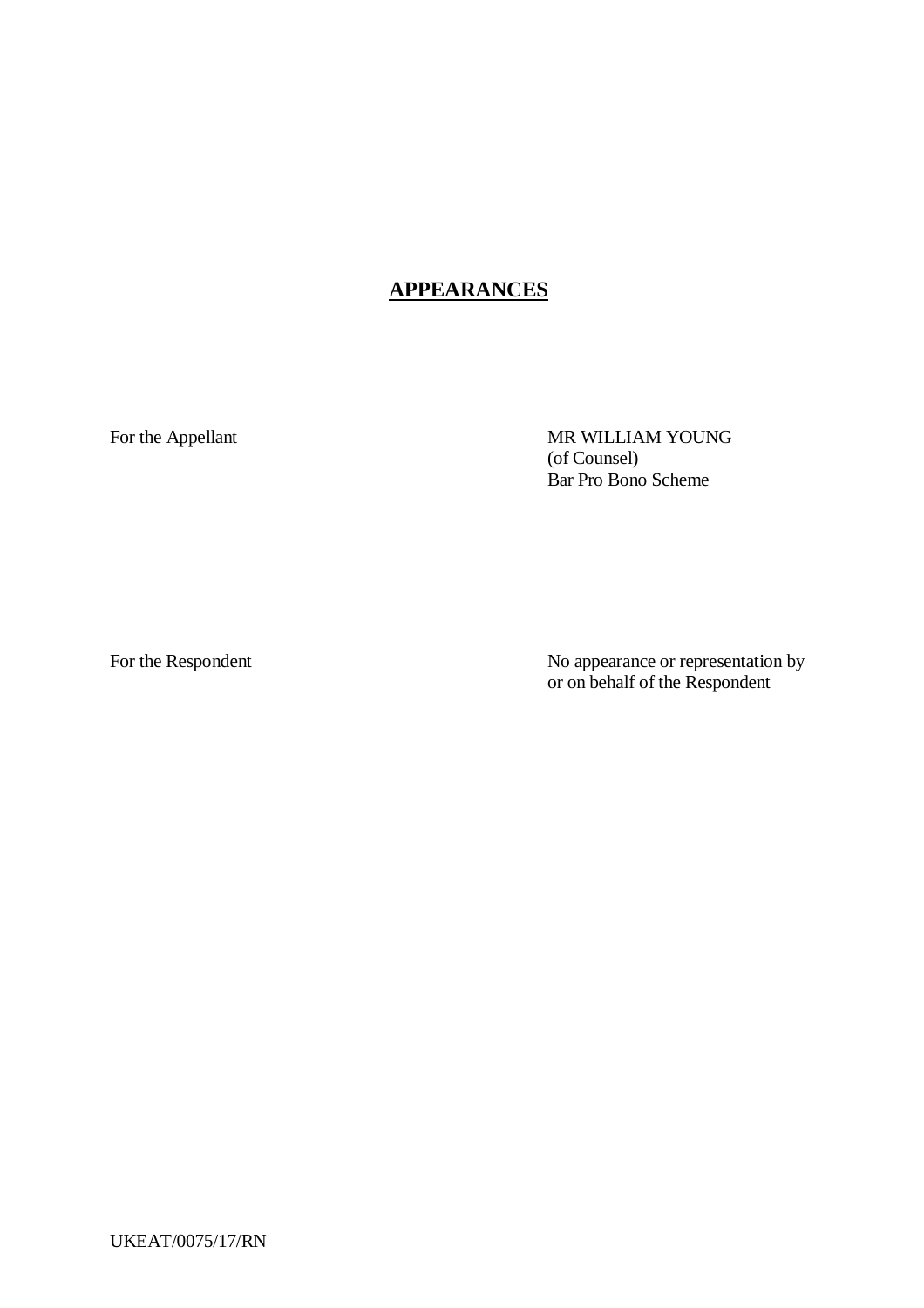## APPEARANCES

| | |
|---|---|
| For the Appellant | MR WILLIAM YOUNG<br>(of Counsel)<br>Bar Pro Bono Scheme |
| For the Respondent | No appearance or representation by<br>or on behalf of the Respondent |

UKEAT/0075/17/RN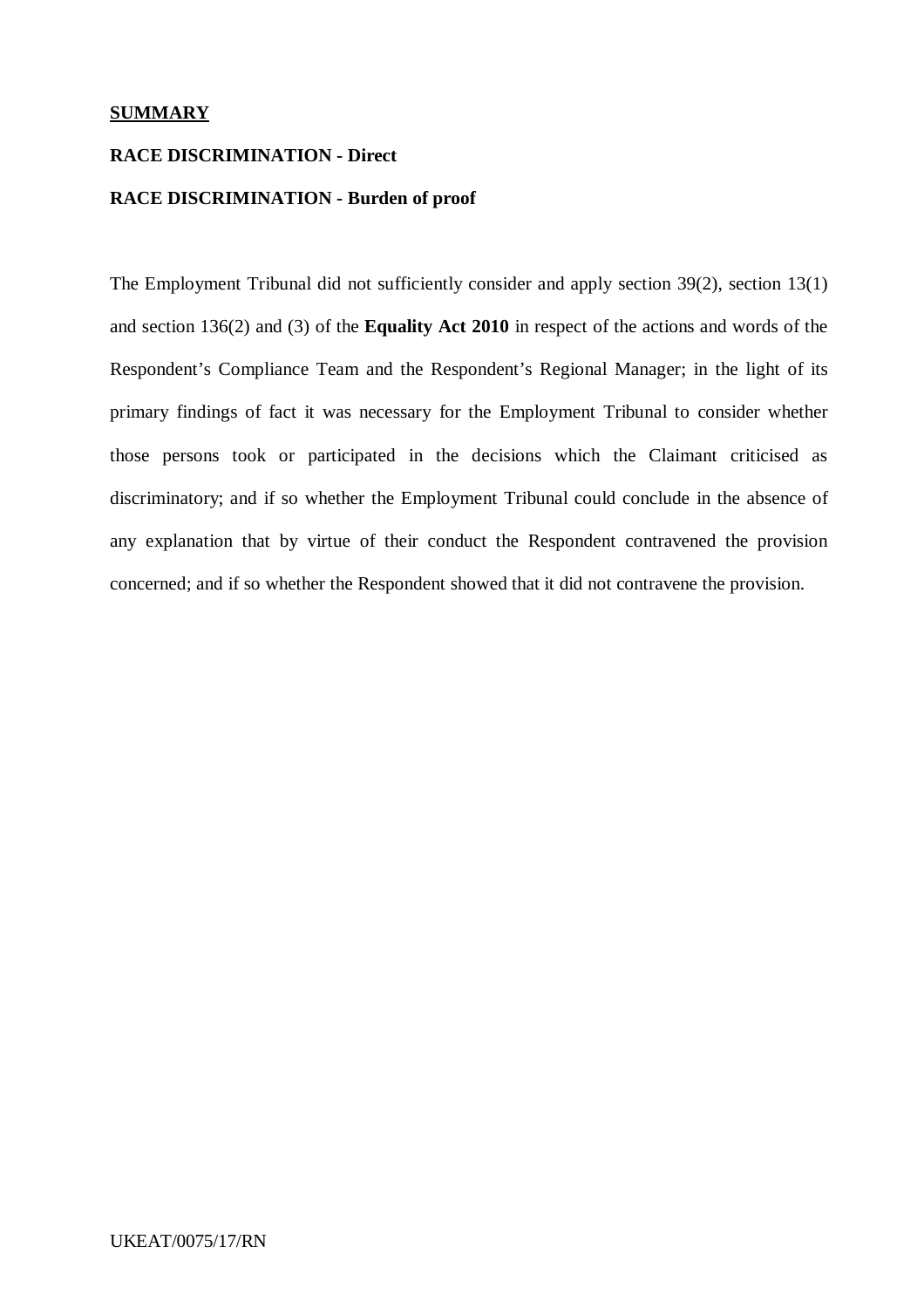**SUMMARY**

**RACE DISCRIMINATION - Direct**

**RACE DISCRIMINATION - Burden of proof**

The Employment Tribunal did not sufficiently consider and apply section 39(2), section 13(1) and section 136(2) and (3) of the **Equality Act 2010** in respect of the actions and words of the Respondent's Compliance Team and the Respondent's Regional Manager; in the light of its primary findings of fact it was necessary for the Employment Tribunal to consider whether those persons took or participated in the decisions which the Claimant criticised as discriminatory; and if so whether the Employment Tribunal could conclude in the absence of any explanation that by virtue of their conduct the Respondent contravened the provision concerned; and if so whether the Respondent showed that it did not contravene the provision.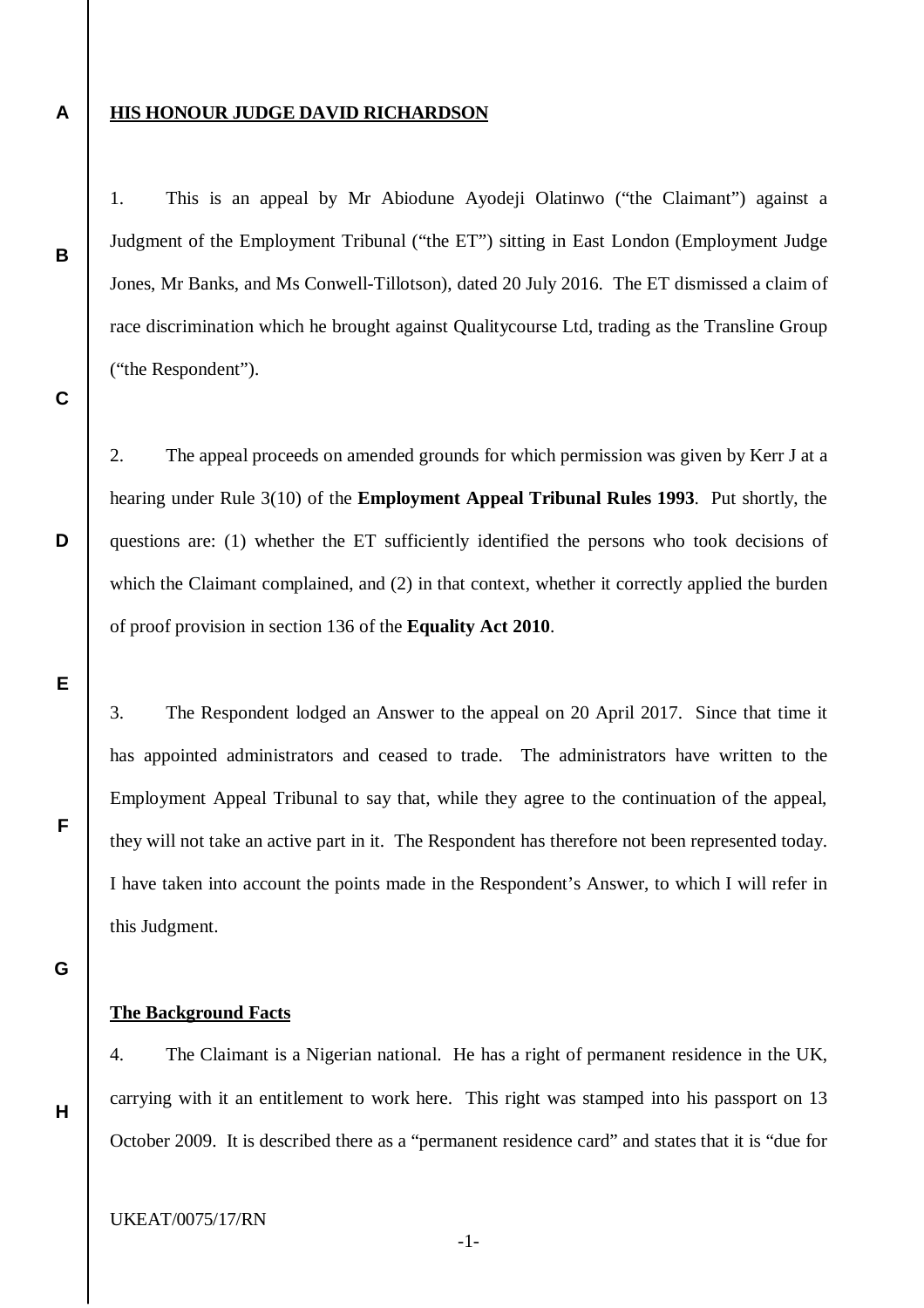**HIS HONOUR JUDGE DAVID RICHARDSON**

1. This is an appeal by Mr Abiodune Ayodeji Olatinwo ("the Claimant") against a Judgment of the Employment Tribunal ("the ET") sitting in East London (Employment Judge Jones, Mr Banks, and Ms Conwell-Tillotson), dated 20 July 2016. The ET dismissed a claim of race discrimination which he brought against Qualitycourse Ltd, trading as the Transline Group ("the Respondent").

2. The appeal proceeds on amended grounds for which permission was given by Kerr J at a hearing under Rule 3(10) of the **Employment Appeal Tribunal Rules 1993**. Put shortly, the questions are: (1) whether the ET sufficiently identified the persons who took decisions of which the Claimant complained, and (2) in that context, whether it correctly applied the burden of proof provision in section 136 of the **Equality Act 2010**.

3. The Respondent lodged an Answer to the appeal on 20 April 2017. Since that time it has appointed administrators and ceased to trade. The administrators have written to the Employment Appeal Tribunal to say that, while they agree to the continuation of the appeal, they will not take an active part in it. The Respondent has therefore not been represented today. I have taken into account the points made in the Respondent's Answer, to which I will refer in this Judgment.

**The Background Facts**

4. The Claimant is a Nigerian national. He has a right of permanent residence in the UK, carrying with it an entitlement to work here. This right was stamped into his passport on 13 October 2009. It is described there as a "permanent residence card" and states that it is "due for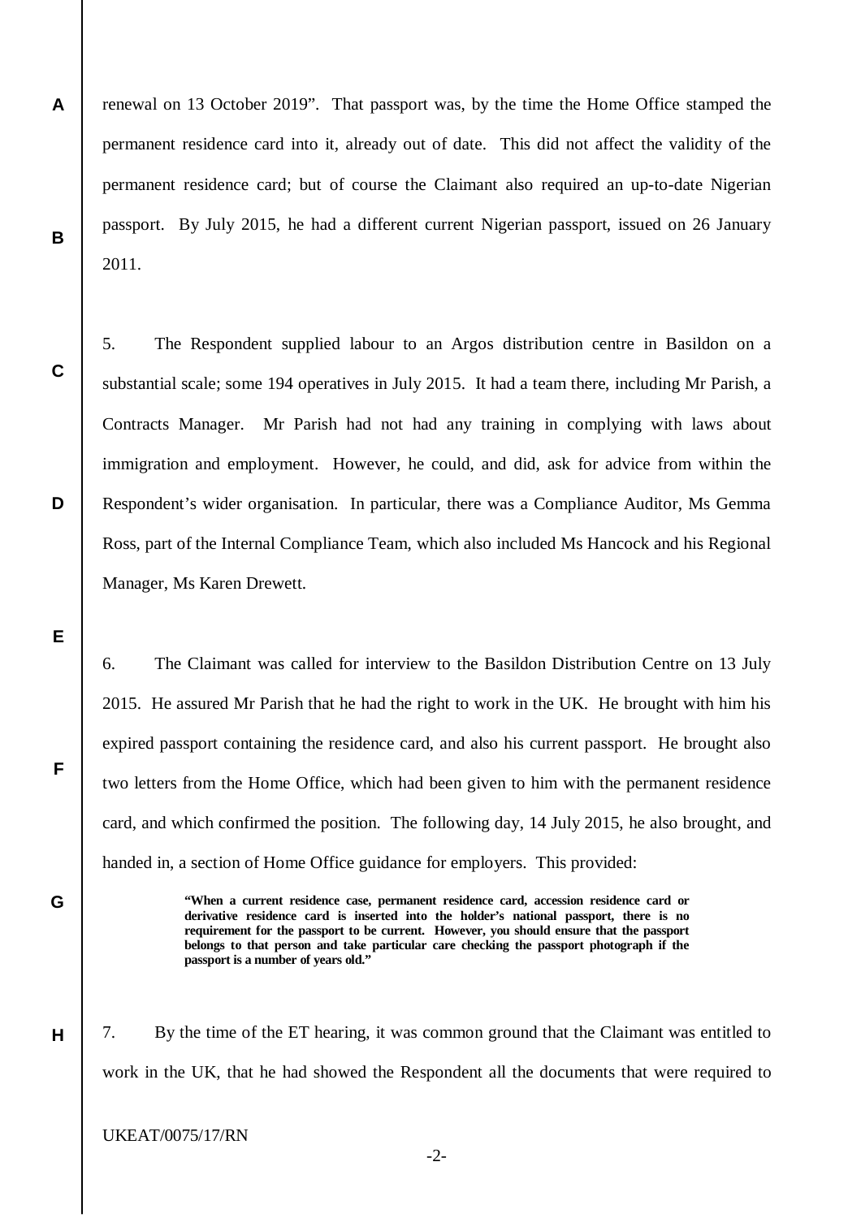renewal on 13 October 2019". That passport was, by the time the Home Office stamped the permanent residence card into it, already out of date. This did not affect the validity of the permanent residence card; but of course the Claimant also required an up-to-date Nigerian passport. By July 2015, he had a different current Nigerian passport, issued on 26 January 2011.

5. The Respondent supplied labour to an Argos distribution centre in Basildon on a substantial scale; some 194 operatives in July 2015. It had a team there, including Mr Parish, a Contracts Manager. Mr Parish had not had any training in complying with laws about immigration and employment. However, he could, and did, ask for advice from within the Respondent's wider organisation. In particular, there was a Compliance Auditor, Ms Gemma Ross, part of the Internal Compliance Team, which also included Ms Hancock and his Regional Manager, Ms Karen Drewett.

6. The Claimant was called for interview to the Basildon Distribution Centre on 13 July 2015. He assured Mr Parish that he had the right to work in the UK. He brought with him his expired passport containing the residence card, and also his current passport. He brought also two letters from the Home Office, which had been given to him with the permanent residence card, and which confirmed the position. The following day, 14 July 2015, he also brought, and handed in, a section of Home Office guidance for employers. This provided:

> **"When a current residence case, permanent residence card, accession residence card or derivative residence card is inserted into the holder's national passport, there is no requirement for the passport to be current. However, you should ensure that the passport belongs to that person and take particular care checking the passport photograph if the passport is a number of years old."**

7. By the time of the ET hearing, it was common ground that the Claimant was entitled to work in the UK, that he had showed the Respondent all the documents that were required to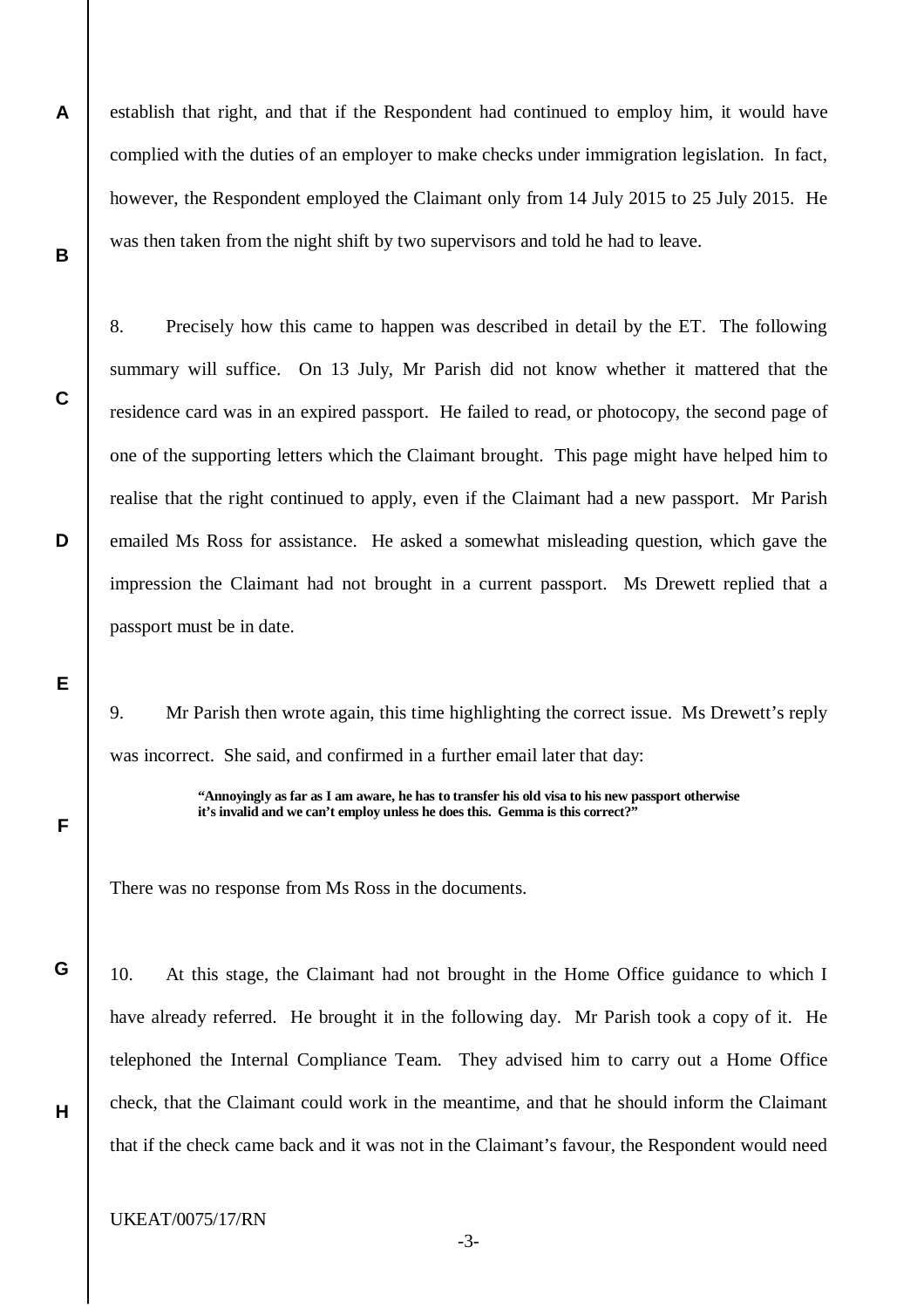establish that right, and that if the Respondent had continued to employ him, it would have complied with the duties of an employer to make checks under immigration legislation. In fact, however, the Respondent employed the Claimant only from 14 July 2015 to 25 July 2015. He was then taken from the night shift by two supervisors and told he had to leave.

8. Precisely how this came to happen was described in detail by the ET. The following summary will suffice. On 13 July, Mr Parish did not know whether it mattered that the residence card was in an expired passport. He failed to read, or photocopy, the second page of one of the supporting letters which the Claimant brought. This page might have helped him to realise that the right continued to apply, even if the Claimant had a new passport. Mr Parish emailed Ms Ross for assistance. He asked a somewhat misleading question, which gave the impression the Claimant had not brought in a current passport. Ms Drewett replied that a passport must be in date.

9. Mr Parish then wrote again, this time highlighting the correct issue. Ms Drewett's reply was incorrect. She said, and confirmed in a further email later that day:

> **"Annoyingly as far as I am aware, he has to transfer his old visa to his new passport otherwise it's invalid and we can't employ unless he does this. Gemma is this correct?"**

There was no response from Ms Ross in the documents.

10. At this stage, the Claimant had not brought in the Home Office guidance to which I have already referred. He brought it in the following day. Mr Parish took a copy of it. He telephoned the Internal Compliance Team. They advised him to carry out a Home Office check, that the Claimant could work in the meantime, and that he should inform the Claimant that if the check came back and it was not in the Claimant's favour, the Respondent would need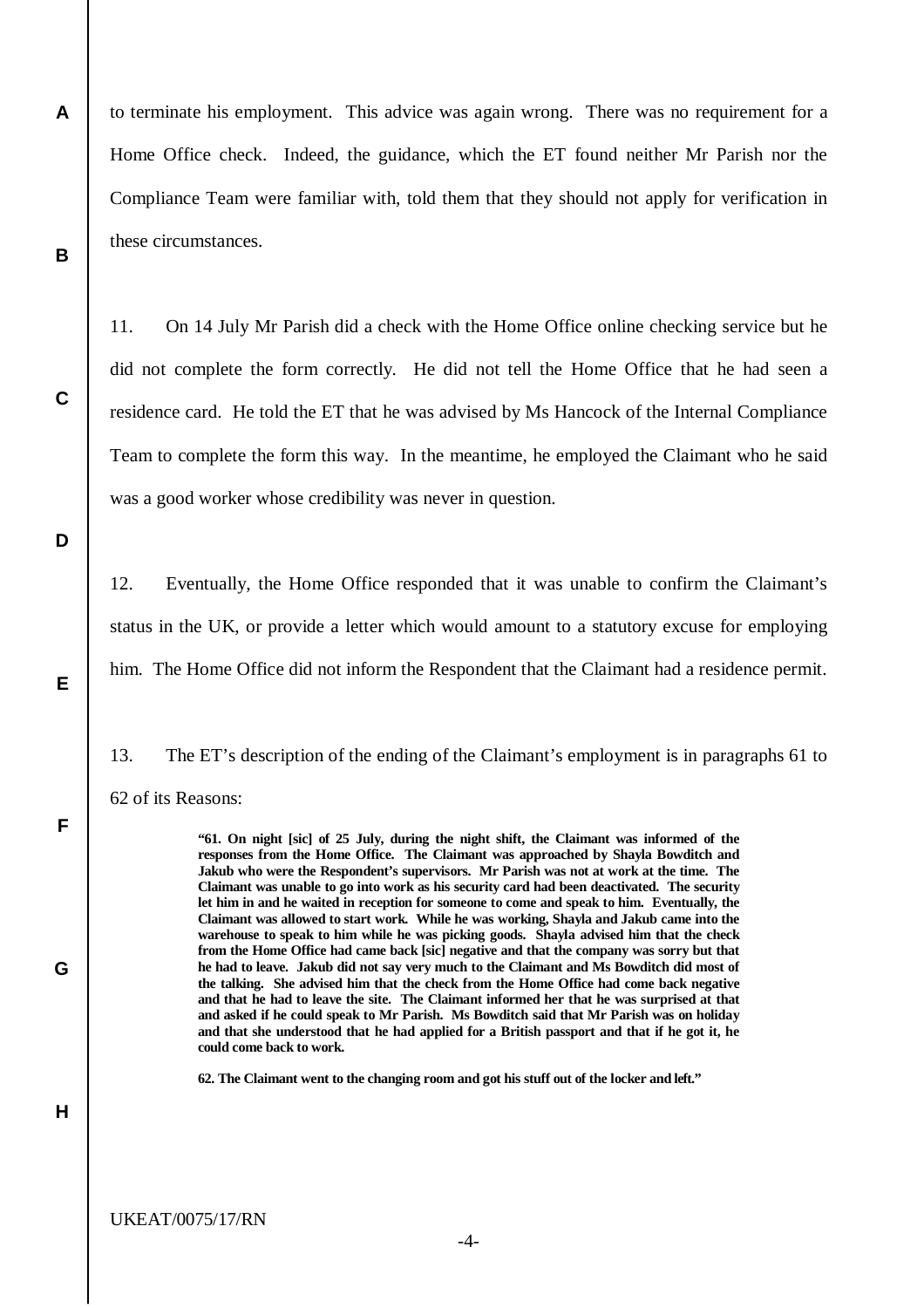to terminate his employment. This advice was again wrong. There was no requirement for a Home Office check. Indeed, the guidance, which the ET found neither Mr Parish nor the Compliance Team were familiar with, told them that they should not apply for verification in these circumstances.

11. On 14 July Mr Parish did a check with the Home Office online checking service but he did not complete the form correctly. He did not tell the Home Office that he had seen a residence card. He told the ET that he was advised by Ms Hancock of the Internal Compliance Team to complete the form this way. In the meantime, he employed the Claimant who he said was a good worker whose credibility was never in question.

12. Eventually, the Home Office responded that it was unable to confirm the Claimant's status in the UK, or provide a letter which would amount to a statutory excuse for employing him. The Home Office did not inform the Respondent that the Claimant had a residence permit.

13. The ET's description of the ending of the Claimant's employment is in paragraphs 61 to 62 of its Reasons:

> **"61. On night [sic] of 25 July, during the night shift, the Claimant was informed of the responses from the Home Office. The Claimant was approached by Shayla Bowditch and Jakub who were the Respondent's supervisors. Mr Parish was not at work at the time. The Claimant was unable to go into work as his security card had been deactivated. The security let him in and he waited in reception for someone to come and speak to him. Eventually, the Claimant was allowed to start work. While he was working, Shayla and Jakub came into the warehouse to speak to him while he was picking goods. Shayla advised him that the check from the Home Office had came back [sic] negative and that the company was sorry but that he had to leave. Jakub did not say very much to the Claimant and Ms Bowditch did most of the talking. She advised him that the check from the Home Office had come back negative and that he had to leave the site. The Claimant informed her that he was surprised at that and asked if he could speak to Mr Parish. Ms Bowditch said that Mr Parish was on holiday and that she understood that he had applied for a British passport and that if he got it, he could come back to work.**
>
> **62. The Claimant went to the changing room and got his stuff out of the locker and left."**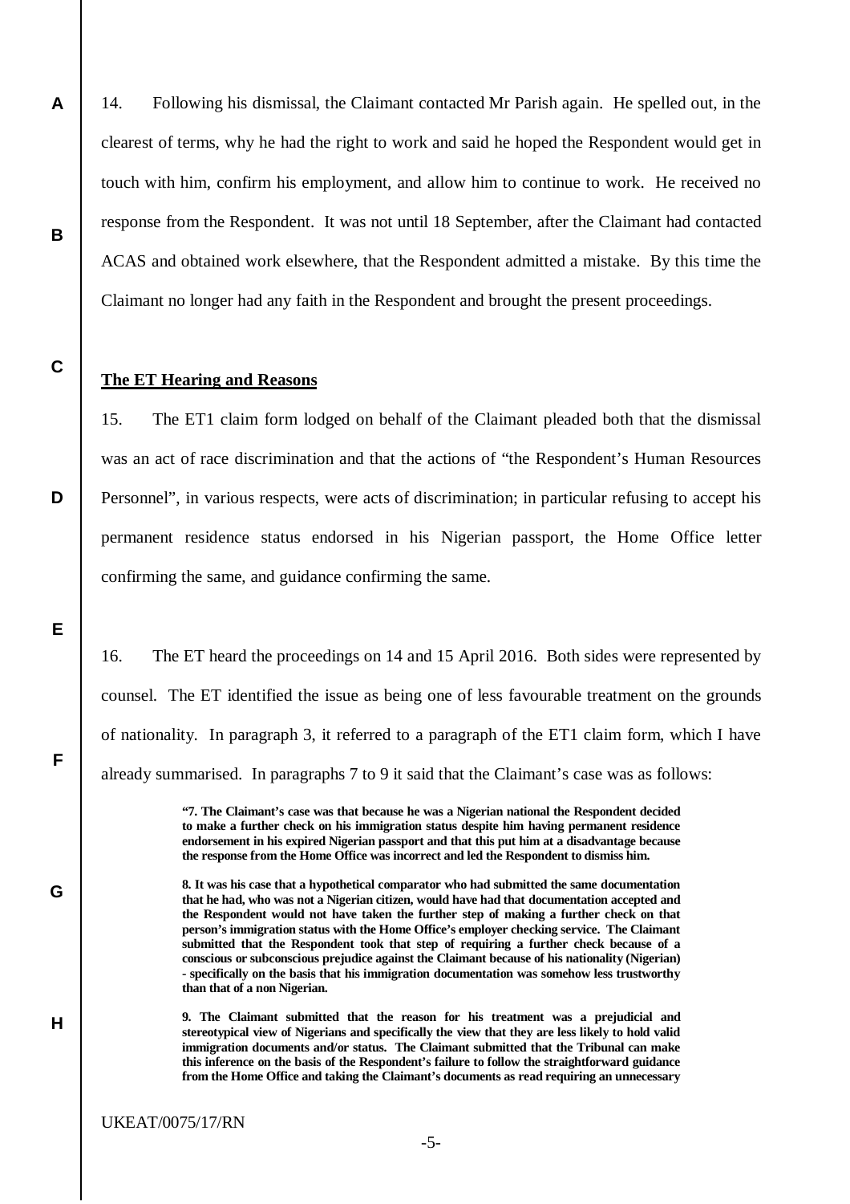14. Following his dismissal, the Claimant contacted Mr Parish again. He spelled out, in the clearest of terms, why he had the right to work and said he hoped the Respondent would get in touch with him, confirm his employment, and allow him to continue to work. He received no response from the Respondent. It was not until 18 September, after the Claimant had contacted ACAS and obtained work elsewhere, that the Respondent admitted a mistake. By this time the Claimant no longer had any faith in the Respondent and brought the present proceedings.

**The ET Hearing and Reasons**

15. The ET1 claim form lodged on behalf of the Claimant pleaded both that the dismissal was an act of race discrimination and that the actions of "the Respondent's Human Resources Personnel", in various respects, were acts of discrimination; in particular refusing to accept his permanent residence status endorsed in his Nigerian passport, the Home Office letter confirming the same, and guidance confirming the same.

16. The ET heard the proceedings on 14 and 15 April 2016. Both sides were represented by counsel. The ET identified the issue as being one of less favourable treatment on the grounds of nationality. In paragraph 3, it referred to a paragraph of the ET1 claim form, which I have already summarised. In paragraphs 7 to 9 it said that the Claimant's case was as follows:

> **"7. The Claimant's case was that because he was a Nigerian national the Respondent decided to make a further check on his immigration status despite him having permanent residence endorsement in his expired Nigerian passport and that this put him at a disadvantage because the response from the Home Office was incorrect and led the Respondent to dismiss him.**
>
> **8. It was his case that a hypothetical comparator who had submitted the same documentation that he had, who was not a Nigerian citizen, would have had that documentation accepted and the Respondent would not have taken the further step of making a further check on that person's immigration status with the Home Office's employer checking service. The Claimant submitted that the Respondent took that step of requiring a further check because of a conscious or subconscious prejudice against the Claimant because of his nationality (Nigerian) - specifically on the basis that his immigration documentation was somehow less trustworthy than that of a non Nigerian.**
>
> **9. The Claimant submitted that the reason for his treatment was a prejudicial and stereotypical view of Nigerians and specifically the view that they are less likely to hold valid immigration documents and/or status. The Claimant submitted that the Tribunal can make this inference on the basis of the Respondent's failure to follow the straightforward guidance from the Home Office and taking the Claimant's documents as read requiring an unnecessary**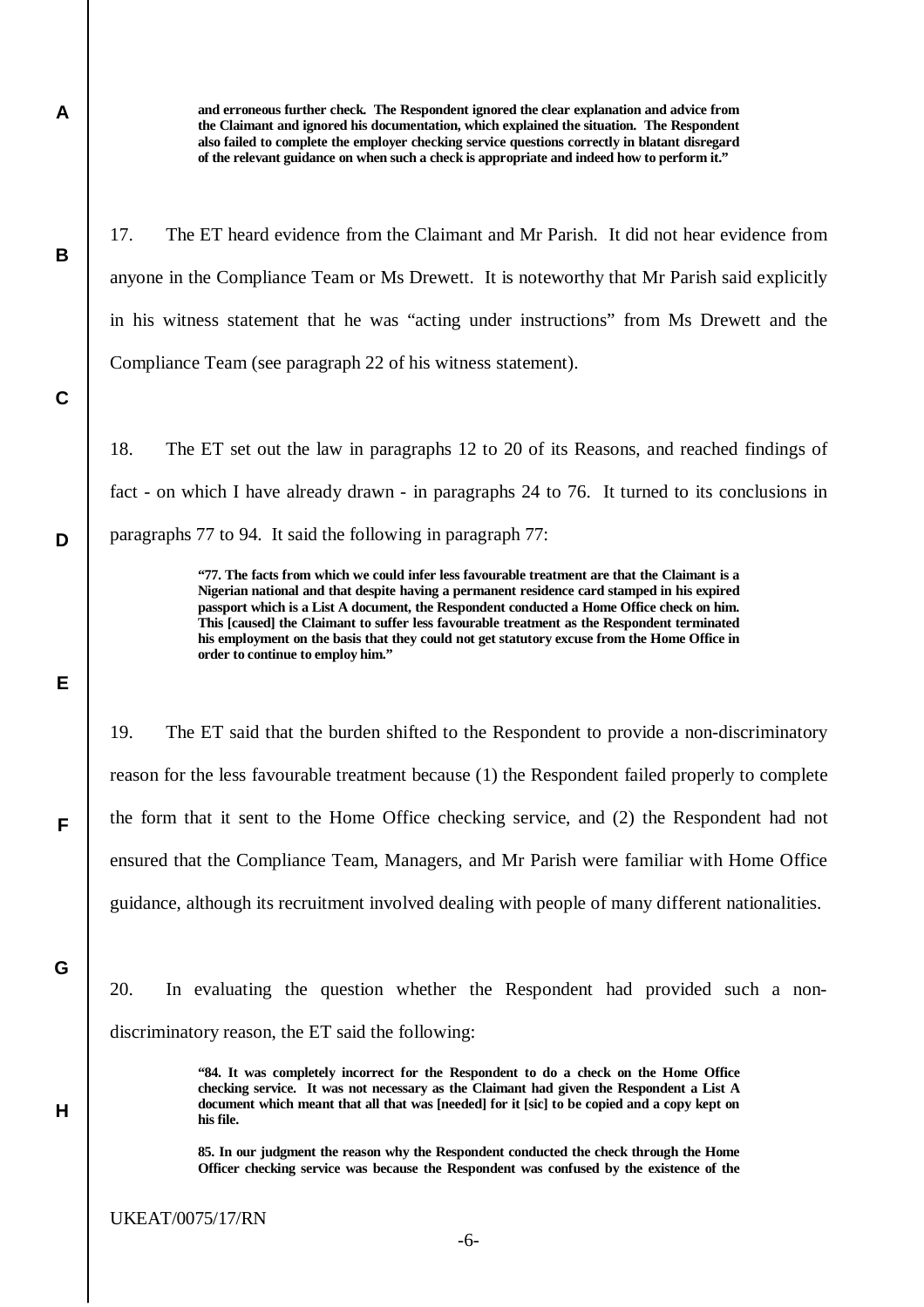> **and erroneous further check. The Respondent ignored the clear explanation and advice from the Claimant and ignored his documentation, which explained the situation. The Respondent also failed to complete the employer checking service questions correctly in blatant disregard of the relevant guidance on when such a check is appropriate and indeed how to perform it."**

17. The ET heard evidence from the Claimant and Mr Parish. It did not hear evidence from anyone in the Compliance Team or Ms Drewett. It is noteworthy that Mr Parish said explicitly in his witness statement that he was "acting under instructions" from Ms Drewett and the Compliance Team (see paragraph 22 of his witness statement).

18. The ET set out the law in paragraphs 12 to 20 of its Reasons, and reached findings of fact - on which I have already drawn - in paragraphs 24 to 76. It turned to its conclusions in paragraphs 77 to 94. It said the following in paragraph 77:

> **"77. The facts from which we could infer less favourable treatment are that the Claimant is a Nigerian national and that despite having a permanent residence card stamped in his expired passport which is a List A document, the Respondent conducted a Home Office check on him. This [caused] the Claimant to suffer less favourable treatment as the Respondent terminated his employment on the basis that they could not get statutory excuse from the Home Office in order to continue to employ him."**

19. The ET said that the burden shifted to the Respondent to provide a non-discriminatory reason for the less favourable treatment because (1) the Respondent failed properly to complete the form that it sent to the Home Office checking service, and (2) the Respondent had not ensured that the Compliance Team, Managers, and Mr Parish were familiar with Home Office guidance, although its recruitment involved dealing with people of many different nationalities.

20. In evaluating the question whether the Respondent had provided such a non-discriminatory reason, the ET said the following:

> **"84. It was completely incorrect for the Respondent to do a check on the Home Office checking service. It was not necessary as the Claimant had given the Respondent a List A document which meant that all that was [needed] for it [sic] to be copied and a copy kept on his file.**
>
> **85. In our judgment the reason why the Respondent conducted the check through the Home Officer checking service was because the Respondent was confused by the existence of the**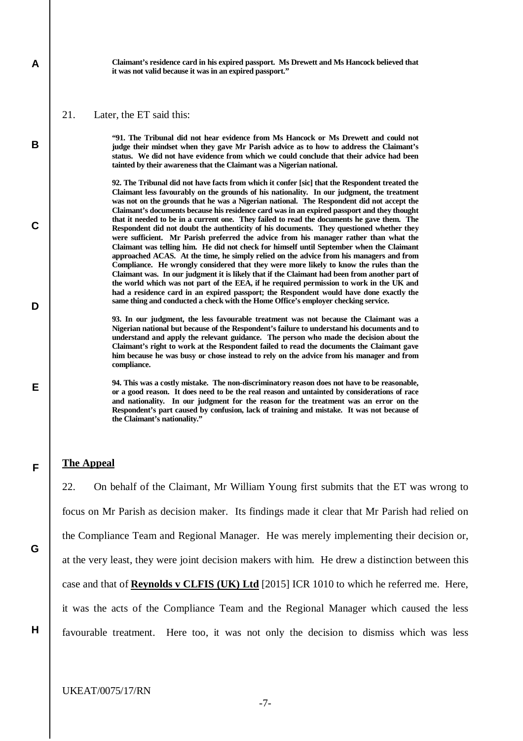**Claimant's residence card in his expired passport. Ms Drewett and Ms Hancock believed that it was not valid because it was in an expired passport."**

21. Later, the ET said this:

> **"91. The Tribunal did not hear evidence from Ms Hancock or Ms Drewett and could not judge their mindset when they gave Mr Parish advice as to how to address the Claimant's status. We did not have evidence from which we could conclude that their advice had been tainted by their awareness that the Claimant was a Nigerian national.**
>
> **92. The Tribunal did not have facts from which it confer [sic] that the Respondent treated the Claimant less favourably on the grounds of his nationality. In our judgment, the treatment was not on the grounds that he was a Nigerian national. The Respondent did not accept the Claimant's documents because his residence card was in an expired passport and they thought that it needed to be in a current one. They failed to read the documents he gave them. The Respondent did not doubt the authenticity of his documents. They questioned whether they were sufficient. Mr Parish preferred the advice from his manager rather than what the Claimant was telling him. He did not check for himself until September when the Claimant approached ACAS. At the time, he simply relied on the advice from his managers and from Compliance. He wrongly considered that they were more likely to know the rules than the Claimant was. In our judgment it is likely that if the Claimant had been from another part of the world which was not part of the EEA, if he required permission to work in the UK and had a residence card in an expired passport; the Respondent would have done exactly the same thing and conducted a check with the Home Office's employer checking service.**
>
> **93. In our judgment, the less favourable treatment was not because the Claimant was a Nigerian national but because of the Respondent's failure to understand his documents and to understand and apply the relevant guidance. The person who made the decision about the Claimant's right to work at the Respondent failed to read the documents the Claimant gave him because he was busy or chose instead to rely on the advice from his manager and from compliance.**
>
> **94. This was a costly mistake. The non-discriminatory reason does not have to be reasonable, or a good reason. It does need to be the real reason and untainted by considerations of race and nationality. In our judgment for the reason for the treatment was an error on the Respondent's part caused by confusion, lack of training and mistake. It was not because of the Claimant's nationality."**

## The Appeal

22. On behalf of the Claimant, Mr William Young first submits that the ET was wrong to focus on Mr Parish as decision maker. Its findings made it clear that Mr Parish had relied on the Compliance Team and Regional Manager. He was merely implementing their decision or, at the very least, they were joint decision makers with him. He drew a distinction between this case and that of **Reynolds v CLFIS (UK) Ltd** [2015] ICR 1010 to which he referred me. Here, it was the acts of the Compliance Team and the Regional Manager which caused the less favourable treatment. Here too, it was not only the decision to dismiss which was less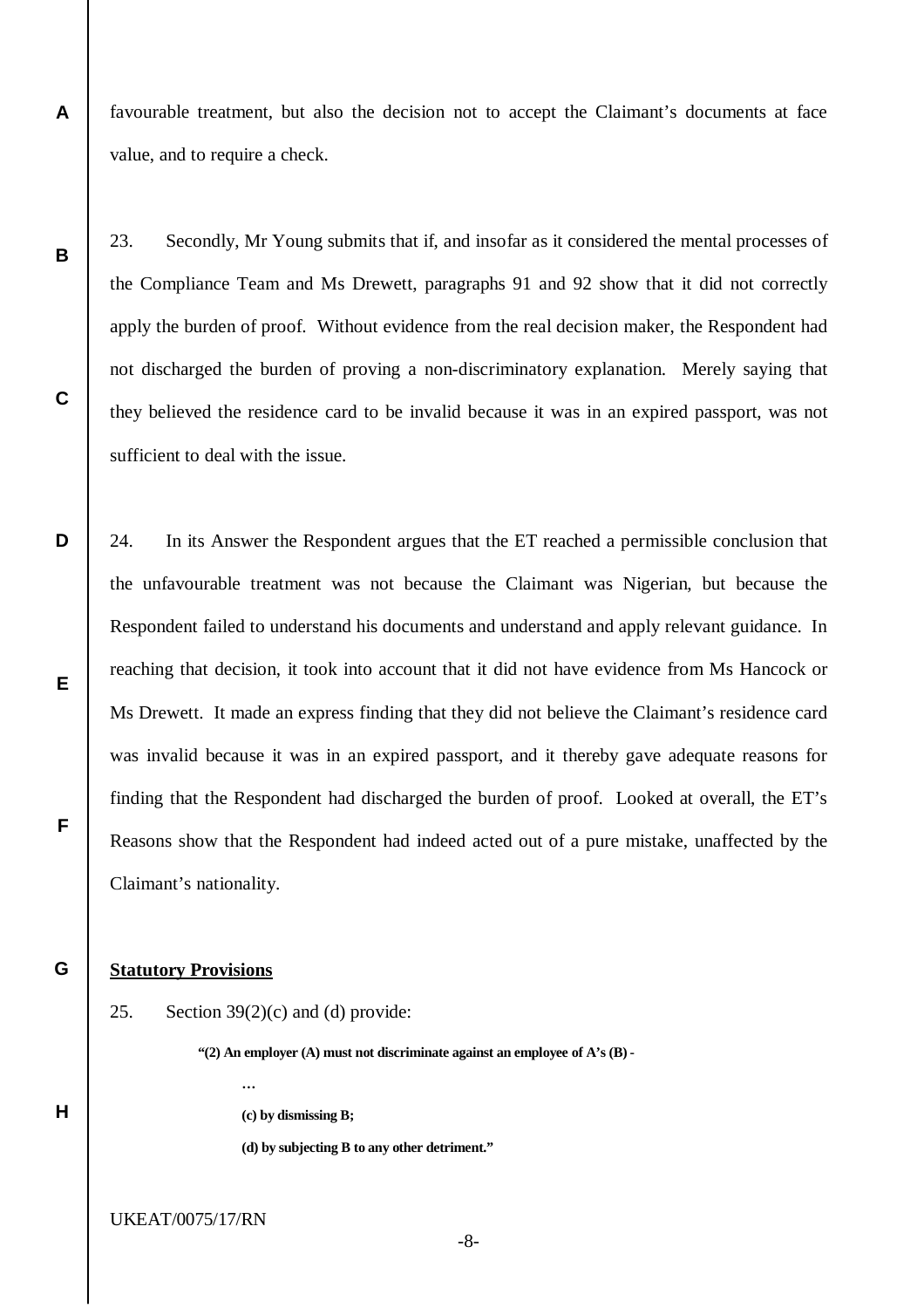favourable treatment, but also the decision not to accept the Claimant's documents at face value, and to require a check.

23. Secondly, Mr Young submits that if, and insofar as it considered the mental processes of the Compliance Team and Ms Drewett, paragraphs 91 and 92 show that it did not correctly apply the burden of proof. Without evidence from the real decision maker, the Respondent had not discharged the burden of proving a non-discriminatory explanation. Merely saying that they believed the residence card to be invalid because it was in an expired passport, was not sufficient to deal with the issue.

24. In its Answer the Respondent argues that the ET reached a permissible conclusion that the unfavourable treatment was not because the Claimant was Nigerian, but because the Respondent failed to understand his documents and understand and apply relevant guidance. In reaching that decision, it took into account that it did not have evidence from Ms Hancock or Ms Drewett. It made an express finding that they did not believe the Claimant's residence card was invalid because it was in an expired passport, and it thereby gave adequate reasons for finding that the Respondent had discharged the burden of proof. Looked at overall, the ET's Reasons show that the Respondent had indeed acted out of a pure mistake, unaffected by the Claimant's nationality.

**Statutory Provisions**

25. Section 39(2)(c) and (d) provide:

> **"(2) An employer (A) must not discriminate against an employee of A's (B) -**
>
> …
>
> **(c) by dismissing B;**
>
> **(d) by subjecting B to any other detriment."**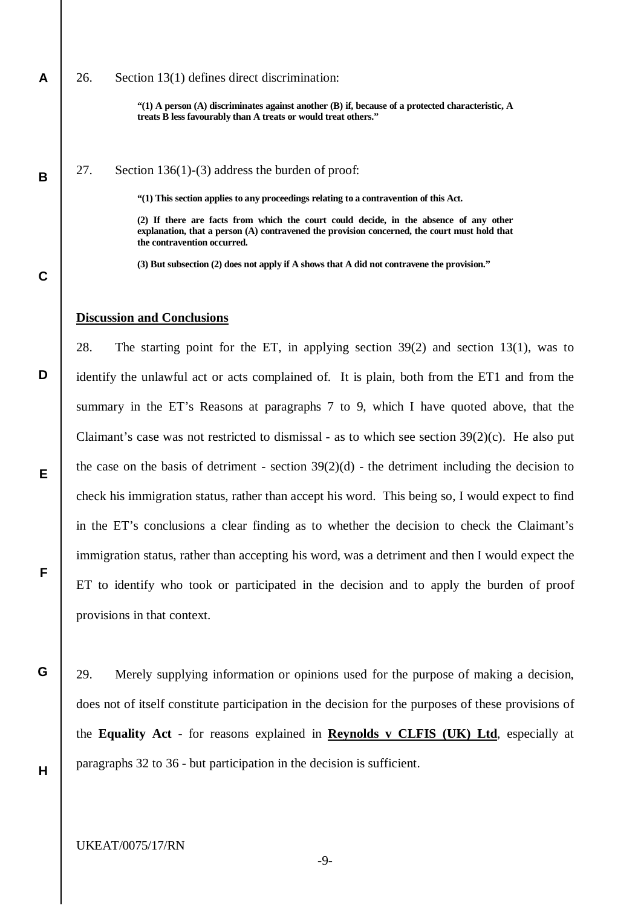26. Section 13(1) defines direct discrimination:

> **"(1) A person (A) discriminates against another (B) if, because of a protected characteristic, A treats B less favourably than A treats or would treat others."**

27. Section 136(1)-(3) address the burden of proof:

> **"(1) This section applies to any proceedings relating to a contravention of this Act.**
>
> **(2) If there are facts from which the court could decide, in the absence of any other explanation, that a person (A) contravened the provision concerned, the court must hold that the contravention occurred.**
>
> **(3) But subsection (2) does not apply if A shows that A did not contravene the provision."**

**Discussion and Conclusions**

28. The starting point for the ET, in applying section 39(2) and section 13(1), was to identify the unlawful act or acts complained of. It is plain, both from the ET1 and from the summary in the ET's Reasons at paragraphs 7 to 9, which I have quoted above, that the Claimant's case was not restricted to dismissal - as to which see section 39(2)(c). He also put the case on the basis of detriment - section 39(2)(d) - the detriment including the decision to check his immigration status, rather than accept his word. This being so, I would expect to find in the ET's conclusions a clear finding as to whether the decision to check the Claimant's immigration status, rather than accepting his word, was a detriment and then I would expect the ET to identify who took or participated in the decision and to apply the burden of proof provisions in that context.

29. Merely supplying information or opinions used for the purpose of making a decision, does not of itself constitute participation in the decision for the purposes of these provisions of the **Equality Act** - for reasons explained in **Reynolds v CLFIS (UK) Ltd**, especially at paragraphs 32 to 36 - but participation in the decision is sufficient.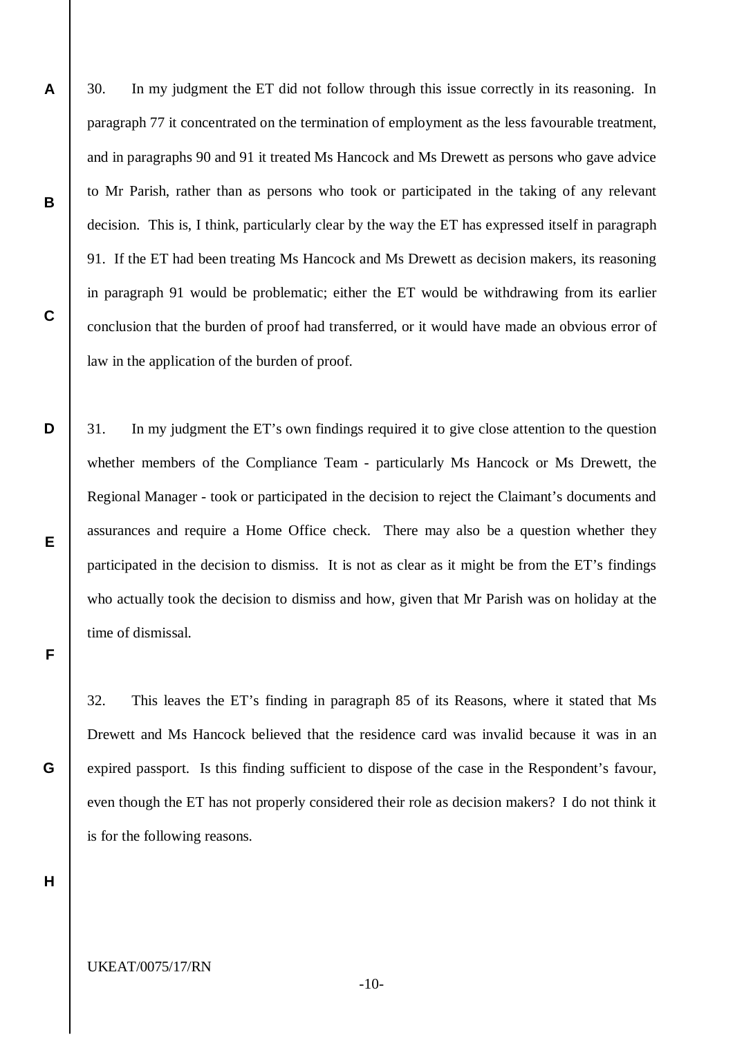30. In my judgment the ET did not follow through this issue correctly in its reasoning. In paragraph 77 it concentrated on the termination of employment as the less favourable treatment, and in paragraphs 90 and 91 it treated Ms Hancock and Ms Drewett as persons who gave advice to Mr Parish, rather than as persons who took or participated in the taking of any relevant decision. This is, I think, particularly clear by the way the ET has expressed itself in paragraph 91. If the ET had been treating Ms Hancock and Ms Drewett as decision makers, its reasoning in paragraph 91 would be problematic; either the ET would be withdrawing from its earlier conclusion that the burden of proof had transferred, or it would have made an obvious error of law in the application of the burden of proof.

31. In my judgment the ET's own findings required it to give close attention to the question whether members of the Compliance Team - particularly Ms Hancock or Ms Drewett, the Regional Manager - took or participated in the decision to reject the Claimant's documents and assurances and require a Home Office check. There may also be a question whether they participated in the decision to dismiss. It is not as clear as it might be from the ET's findings who actually took the decision to dismiss and how, given that Mr Parish was on holiday at the time of dismissal.

32. This leaves the ET's finding in paragraph 85 of its Reasons, where it stated that Ms Drewett and Ms Hancock believed that the residence card was invalid because it was in an expired passport. Is this finding sufficient to dispose of the case in the Respondent's favour, even though the ET has not properly considered their role as decision makers? I do not think it is for the following reasons.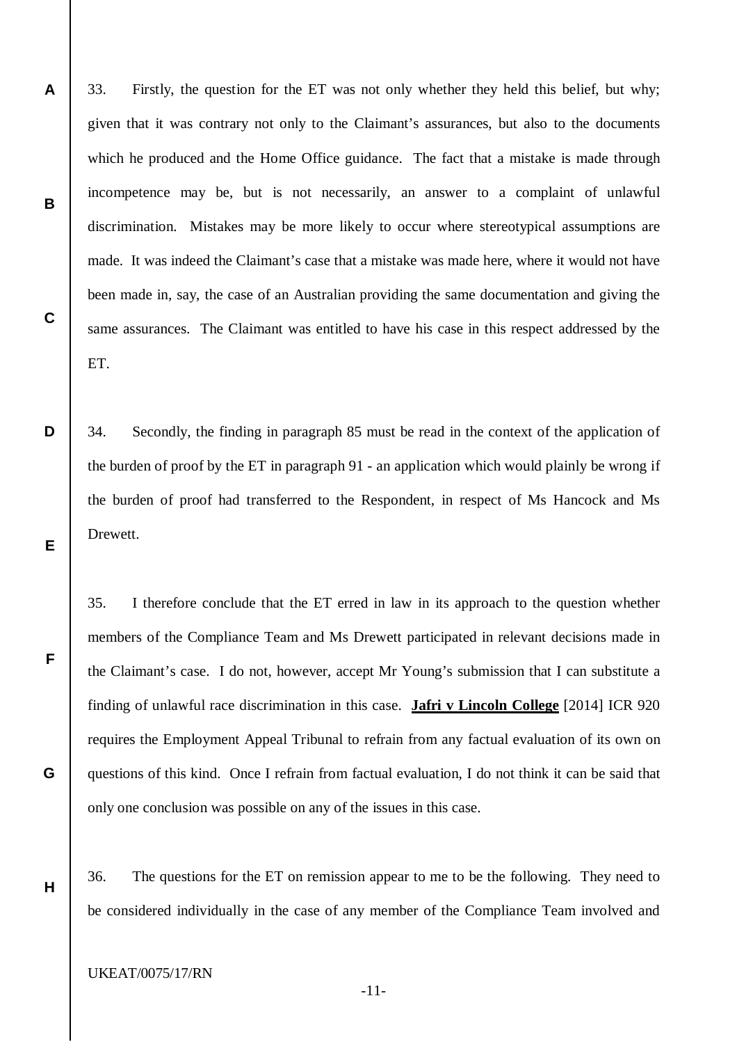33. Firstly, the question for the ET was not only whether they held this belief, but why; given that it was contrary not only to the Claimant's assurances, but also to the documents which he produced and the Home Office guidance. The fact that a mistake is made through incompetence may be, but is not necessarily, an answer to a complaint of unlawful discrimination. Mistakes may be more likely to occur where stereotypical assumptions are made. It was indeed the Claimant's case that a mistake was made here, where it would not have been made in, say, the case of an Australian providing the same documentation and giving the same assurances. The Claimant was entitled to have his case in this respect addressed by the ET.

34. Secondly, the finding in paragraph 85 must be read in the context of the application of the burden of proof by the ET in paragraph 91 - an application which would plainly be wrong if the burden of proof had transferred to the Respondent, in respect of Ms Hancock and Ms Drewett.

35. I therefore conclude that the ET erred in law in its approach to the question whether members of the Compliance Team and Ms Drewett participated in relevant decisions made in the Claimant's case. I do not, however, accept Mr Young's submission that I can substitute a finding of unlawful race discrimination in this case. **Jafri v Lincoln College** [2014] ICR 920 requires the Employment Appeal Tribunal to refrain from any factual evaluation of its own on questions of this kind. Once I refrain from factual evaluation, I do not think it can be said that only one conclusion was possible on any of the issues in this case.

36. The questions for the ET on remission appear to me to be the following. They need to be considered individually in the case of any member of the Compliance Team involved and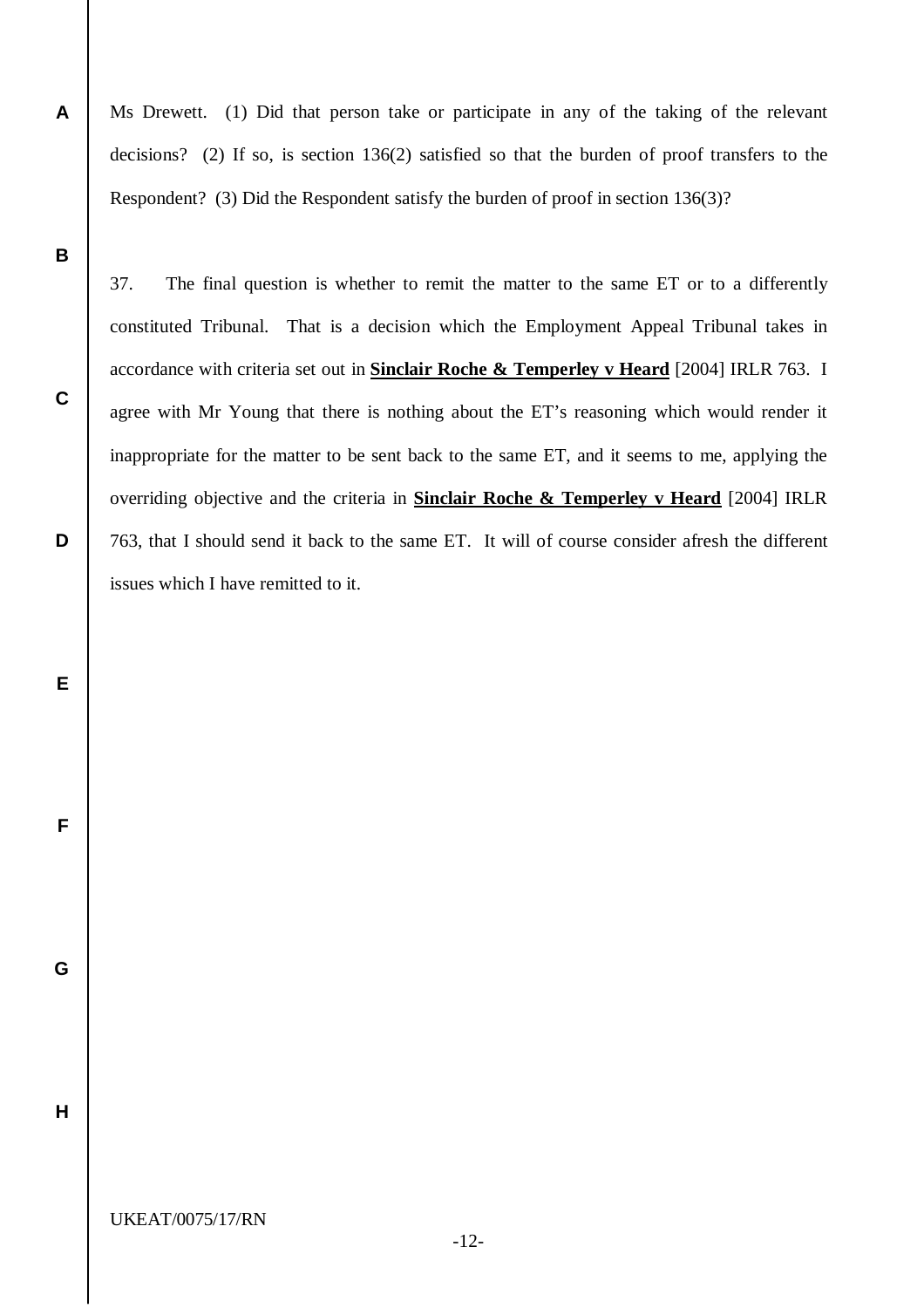Ms Drewett. (1) Did that person take or participate in any of the taking of the relevant decisions? (2) If so, is section 136(2) satisfied so that the burden of proof transfers to the Respondent? (3) Did the Respondent satisfy the burden of proof in section 136(3)?

37. The final question is whether to remit the matter to the same ET or to a differently constituted Tribunal. That is a decision which the Employment Appeal Tribunal takes in accordance with criteria set out in **Sinclair Roche & Temperley v Heard** [2004] IRLR 763. I agree with Mr Young that there is nothing about the ET's reasoning which would render it inappropriate for the matter to be sent back to the same ET, and it seems to me, applying the overriding objective and the criteria in **Sinclair Roche & Temperley v Heard** [2004] IRLR 763, that I should send it back to the same ET. It will of course consider afresh the different issues which I have remitted to it.